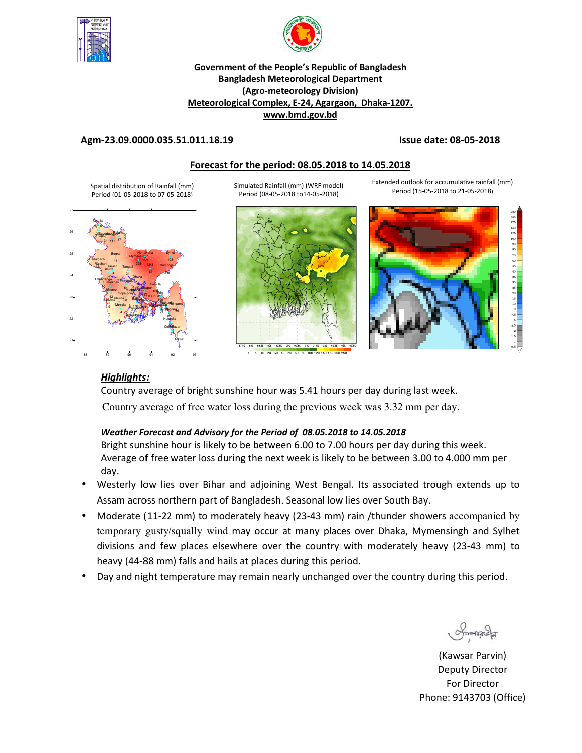**Government of the People's Republic of Bangladesh**
**Bangladesh Meteorological Department**
**(Agro-meteorology Division)**
**Meteorological Complex, E-24, Agargaon, Dhaka-1207.**
**www.bmd.gov.bd**

**Agm-23.09.0000.035.51.011.18.19** **Issue date: 08-05-2018**

## Forecast for the period: 08.05.2018 to 14.05.2018

Spatial distribution of Rainfall (mm) Period (01-05-2018 to 07-05-2018)

Simulated Rainfall (mm) (WRF model) Period (08-05-2018 to14-05-2018)

Extended outlook for accumulative rainfall (mm) Period (15-05-2018 to 21-05-2018)

### *Highlights:*

Country average of bright sunshine hour was 5.41 hours per day during last week.

Country average of free water loss during the previous week was 3.32 mm per day.

### *Weather Forecast and Advisory for the Period of 08.05.2018 to 14.05.2018*

Bright sunshine hour is likely to be between 6.00 to 7.00 hours per day during this week.
Average of free water loss during the next week is likely to be between 3.00 to 4.000 mm per day.

- Westerly low lies over Bihar and adjoining West Bengal. Its associated trough extends up to Assam across northern part of Bangladesh. Seasonal low lies over South Bay.
- Moderate (11-22 mm) to moderately heavy (23-43 mm) rain /thunder showers accompanied by temporary gusty/squally wind may occur at many places over Dhaka, Mymensingh and Sylhet divisions and few places elsewhere over the country with moderately heavy (23-43 mm) to heavy (44-88 mm) falls and hails at places during this period.
- Day and night temperature may remain nearly unchanged over the country during this period.

(Kawsar Parvin)
Deputy Director
For Director
Phone: 9143703 (Office)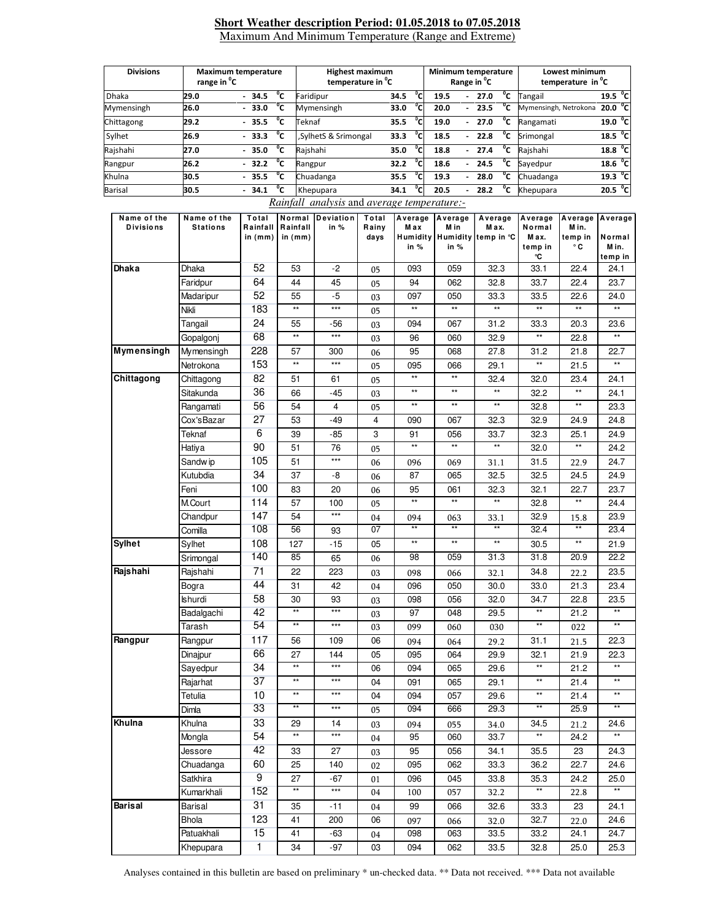# Short Weather description Period: 01.05.2018 to 07.05.2018

Maximum And Minimum Temperature (Range and Extreme)

| Divisions | Maximum temperature range in °C | Highest maximum temperature in °C | | Minimum temperature Range in °C | Lowest minimum temperature in °C | |
|---|---|---|---|---|---|---|
| Dhaka | 29.0 - 34.5 °C | Faridipur | 34.5 °C | 19.5 - 27.0 °C | Tangail | 19.5 °C |
| Mymensingh | 26.0 - 33.0 °C | Mymensingh | 33.0 °C | 20.0 - 23.5 °C | Mymensingh, Netrokona | 20.0 °C |
| Chittagong | 29.2 - 35.5 °C | Teknaf | 35.5 °C | 19.0 - 27.0 °C | Rangamati | 19.0 °C |
| Sylhet | 26.9 - 33.3 °C | ,SylhetS & Srimongal | 33.3 °C | 18.5 - 22.8 °C | Srimongal | 18.5 °C |
| Rajshahi | 27.0 - 35.0 °C | Rajshahi | 35.0 °C | 18.8 - 27.4 °C | Rajshahi | 18.8 °C |
| Rangpur | 26.2 - 32.2 °C | Rangpur | 32.2 °C | 18.6 - 24.5 °C | Sayedpur | 18.6 °C |
| Khulna | 30.5 - 35.5 °C | Chuadanga | 35.5 °C | 19.3 - 28.0 °C | Chuadanga | 19.3 °C |
| Barisal | 30.5 - 34.1 °C | Khepupara | 34.1 °C | 20.5 - 28.2 °C | Khepupara | 20.5 °C |

*Rainfall analysis* and *average temperature:-*

| Name of the Divisions | Name of the Stations | Total Rainfall in (mm) | Normal Rainfall in (mm) | Deviation in % | Total Rainy days | Average Max Humidity in % | Average Min Humidity in % | Average Max. temp in °C | Average Normal Max. temp in °C | Average Min. temp in °C | Average Normal Min. temp in |
|---|---|---|---|---|---|---|---|---|---|---|---|
| **Dhaka** | Dhaka | 52 | 53 | -2 | 05 | 093 | 059 | 32.3 | 33.1 | 22.4 | 24.1 |
| | Faridpur | 64 | 44 | 45 | 05 | 94 | 062 | 32.8 | 33.7 | 22.4 | 23.7 |
| | Madaripur | 52 | 55 | -5 | 03 | 097 | 050 | 33.3 | 33.5 | 22.6 | 24.0 |
| | Nikli | 183 | ** | *** | 05 | ** | ** | ** | ** | ** | ** |
| | Tangail | 24 | 55 | -56 | 03 | 094 | 067 | 31.2 | 33.3 | 20.3 | 23.6 |
| | Gopalgonj | 68 | ** | *** | 03 | 96 | 060 | 32.9 | ** | 22.8 | ** |
| **Mymensingh** | Mymensingh | 228 | 57 | 300 | 06 | 95 | 068 | 27.8 | 31.2 | 21.8 | 22.7 |
| | Netrokona | 153 | ** | *** | 05 | 095 | 066 | 29.1 | ** | 21.5 | ** |
| **Chittagong** | Chittagong | 82 | 51 | 61 | 05 | ** | ** | 32.4 | 32.0 | 23.4 | 24.1 |
| | Sitakunda | 36 | 66 | -45 | 03 | ** | ** | ** | 32.2 | ** | 24.1 |
| | Rangamati | 56 | 54 | 4 | 05 | ** | ** | ** | 32.8 | ** | 23.3 |
| | Cox'sBazar | 27 | 53 | -49 | 4 | 090 | 067 | 32.3 | 32.9 | 24.9 | 24.8 |
| | Teknaf | 6 | 39 | -85 | 3 | 91 | 056 | 33.7 | 32.3 | 25.1 | 24.9 |
| | Hatiya | 90 | 51 | 76 | 05 | ** | ** | ** | 32.0 | ** | 24.2 |
| | Sandwip | 105 | 51 | *** | 06 | 096 | 069 | 31.1 | 31.5 | 22.9 | 24.7 |
| | Kutubdia | 34 | 37 | -8 | 06 | 87 | 065 | 32.5 | 32.5 | 24.5 | 24.9 |
| | Feni | 100 | 83 | 20 | 06 | 95 | 061 | 32.3 | 32.1 | 22.7 | 23.7 |
| | M.Court | 114 | 57 | 100 | 05 | ** | ** | ** | 32.8 | ** | 24.4 |
| | Chandpur | 147 | 54 | *** | 04 | 094 | 063 | 33.1 | 32.9 | 15.8 | 23.9 |
| | Comilla | 108 | 56 | 93 | 07 | ** | ** | ** | 32.4 | ** | 23.4 |
| **Sylhet** | Sylhet | 108 | 127 | -15 | 05 | ** | ** | ** | 30.5 | ** | 21.9 |
| | Srimongal | 140 | 85 | 65 | 06 | 98 | 059 | 31.3 | 31.8 | 20.9 | 22.2 |
| **Rajshahi** | Rajshahi | 71 | 22 | 223 | 03 | 098 | 066 | 32.1 | 34.8 | 22.2 | 23.5 |
| | Bogra | 44 | 31 | 42 | 04 | 096 | 050 | 30.0 | 33.0 | 21.3 | 23.4 |
| | Ishurdi | 58 | 30 | 93 | 03 | 098 | 056 | 32.0 | 34.7 | 22.8 | 23.5 |
| | Badalgachi | 42 | ** | *** | 03 | 97 | 048 | 29.5 | ** | 21.2 | ** |
| | Tarash | 54 | ** | *** | 03 | 099 | 060 | 030 | ** | 022 | ** |
| **Rangpur** | Rangpur | 117 | 56 | 109 | 06 | 094 | 064 | 29.2 | 31.1 | 21.5 | 22.3 |
| | Dinajpur | 66 | 27 | 144 | 05 | 095 | 064 | 29.9 | 32.1 | 21.9 | 22.3 |
| | Sayedpur | 34 | ** | *** | 06 | 094 | 065 | 29.6 | ** | 21.2 | ** |
| | Rajarhat | 37 | ** | *** | 04 | 091 | 065 | 29.1 | ** | 21.4 | ** |
| | Tetulia | 10 | ** | *** | 04 | 094 | 057 | 29.6 | ** | 21.4 | ** |
| | Dimla | 33 | ** | *** | 05 | 094 | 666 | 29.3 | ** | 25.9 | ** |
| **Khulna** | Khulna | 33 | 29 | 14 | 03 | 094 | 055 | 34.0 | 34.5 | 21.2 | 24.6 |
| | Mongla | 54 | ** | *** | 04 | 95 | 060 | 33.7 | ** | 24.2 | ** |
| | Jessore | 42 | 33 | 27 | 03 | 95 | 056 | 34.1 | 35.5 | 23 | 24.3 |
| | Chuadanga | 60 | 25 | 140 | 02 | 095 | 062 | 33.3 | 36.2 | 22.7 | 24.6 |
| | Satkhira | 9 | 27 | -67 | 01 | 096 | 045 | 33.8 | 35.3 | 24.2 | 25.0 |
| | Kumarkhali | 152 | ** | *** | 04 | 100 | 057 | 32.2 | ** | 22.8 | ** |
| **Barisal** | Barisal | 31 | 35 | -11 | 04 | 99 | 066 | 32.6 | 33.3 | 23 | 24.1 |
| | Bhola | 123 | 41 | 200 | 06 | 097 | 066 | 32.0 | 32.7 | 22.0 | 24.6 |
| | Patuakhali | 15 | 41 | -63 | 04 | 098 | 063 | 33.5 | 33.2 | 24.1 | 24.7 |
| | Khepupara | 1 | 34 | -97 | 03 | 094 | 062 | 33.5 | 32.8 | 25.0 | 25.3 |

Analyses contained in this bulletin are based on preliminary * un-checked data. ** Data not received. *** Data not available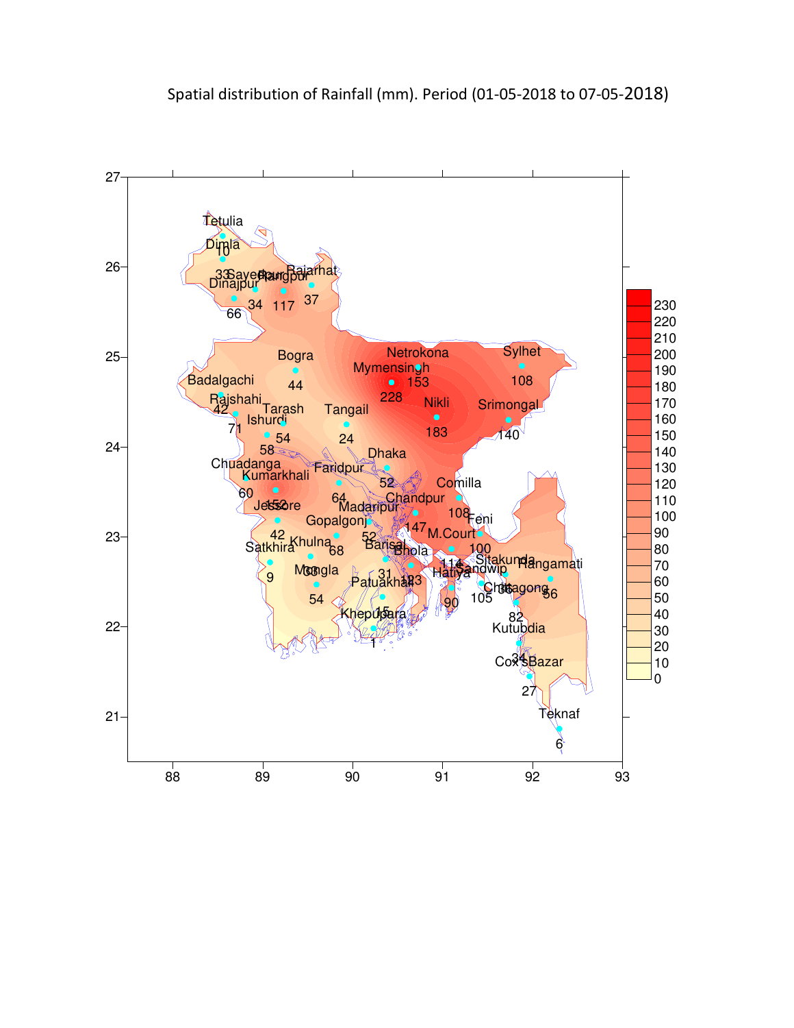Spatial distribution of Rainfall (mm). Period (01-05-2018 to 07-05-2018)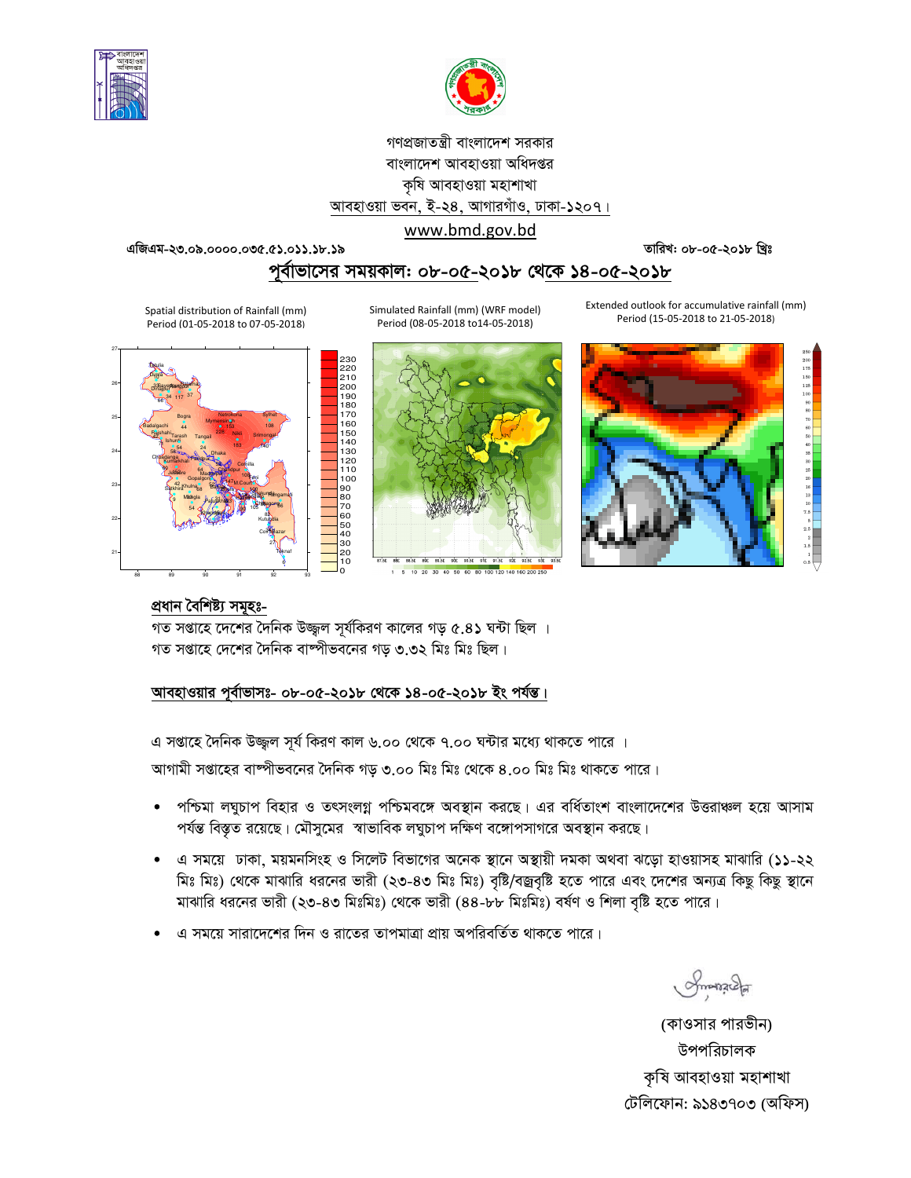গণপ্রজাতন্ত্রী বাংলাদেশ সরকার
বাংলাদেশ আবহাওয়া অধিদপ্তর
কৃষি আবহাওয়া মহাশাখা
আবহাওয়া ভবন, ই-২৪, আগারগাঁও, ঢাকা-১২০৭।
www.bmd.gov.bd

এজিএম-২৩.০৯.০০০০.০৩৫.৫১.০১১.১৮.১৯ তারিখ: ০৮-০৫-২০১৮ খ্রিঃ

## পূর্বাভাসের সময়কাল: ০৮-০৫-২০১৮ থেকে ১৪-০৫-২০১৮

Spatial distribution of Rainfall (mm) Period (01-05-2018 to 07-05-2018)

Simulated Rainfall (mm) (WRF model) Period (08-05-2018 to14-05-2018)

Extended outlook for accumulative rainfall (mm) Period (15-05-2018 to 21-05-2018)

### প্রধান বৈশিষ্ট্য সমূহঃ-

গত সপ্তাহে দেশের দৈনিক উজ্জ্বল সূর্যকিরণ কালের গড় ৫.৪১ ঘন্টা ছিল ।
গত সপ্তাহে দেশের দৈনিক বাষ্পীভবনের গড় ৩.৩২ মিঃ মিঃ ছিল।

### আবহাওয়ার পূর্বাভাসঃ- ০৮-০৫-২০১৮ থেকে ১৪-০৫-২০১৮ ইং পর্যন্ত।

এ সপ্তাহে দৈনিক উজ্জ্বল সূর্য কিরণ কাল ৬.০০ থেকে ৭.০০ ঘন্টার মধ্যে থাকতে পারে ।
আগামী সপ্তাহের বাষ্পীভবনের দৈনিক গড় ৩.০০ মিঃ মিঃ থেকে ৪.০০ মিঃ মিঃ থাকতে পারে।

- পশ্চিমা লঘুচাপ বিহার ও তৎসংলগ্ন পশ্চিমবঙ্গে অবস্থান করছে। এর বর্ধিতাংশ বাংলাদেশের উত্তরাঞ্চল হয়ে আসাম পর্যন্ত বিস্তৃত রয়েছে। মৌসুমের স্বাভাবিক লঘুচাপ দক্ষিণ বঙ্গোপসাগরে অবস্থান করছে।
- এ সময়ে ঢাকা, ময়মনসিংহ ও সিলেট বিভাগের অনেক স্থানে অস্থায়ী দমকা অথবা ঝড়ো হাওয়াসহ মাঝারি (১১-২২ মিঃ মিঃ) থেকে মাঝারি ধরনের ভারী (২৩-৪৩ মিঃ মিঃ) বৃষ্টি/বজ্রবৃষ্টি হতে পারে এবং দেশের অন্যত্র কিছু কিছু স্থানে মাঝারি ধরনের ভারী (২৩-৪৩ মিঃমিঃ) থেকে ভারী (৪৪-৮৮ মিঃমিঃ) বর্ষণ ও শিলা বৃষ্টি হতে পারে।
- এ সময়ে সারাদেশের দিন ও রাতের তাপমাত্রা প্রায় অপরিবর্তিত থাকতে পারে।

(কাওসার পারভীন)
উপপরিচালক
কৃষি আবহাওয়া মহাশাখা
টেলিফোন: ৯১৪৩৭০৩ (অফিস)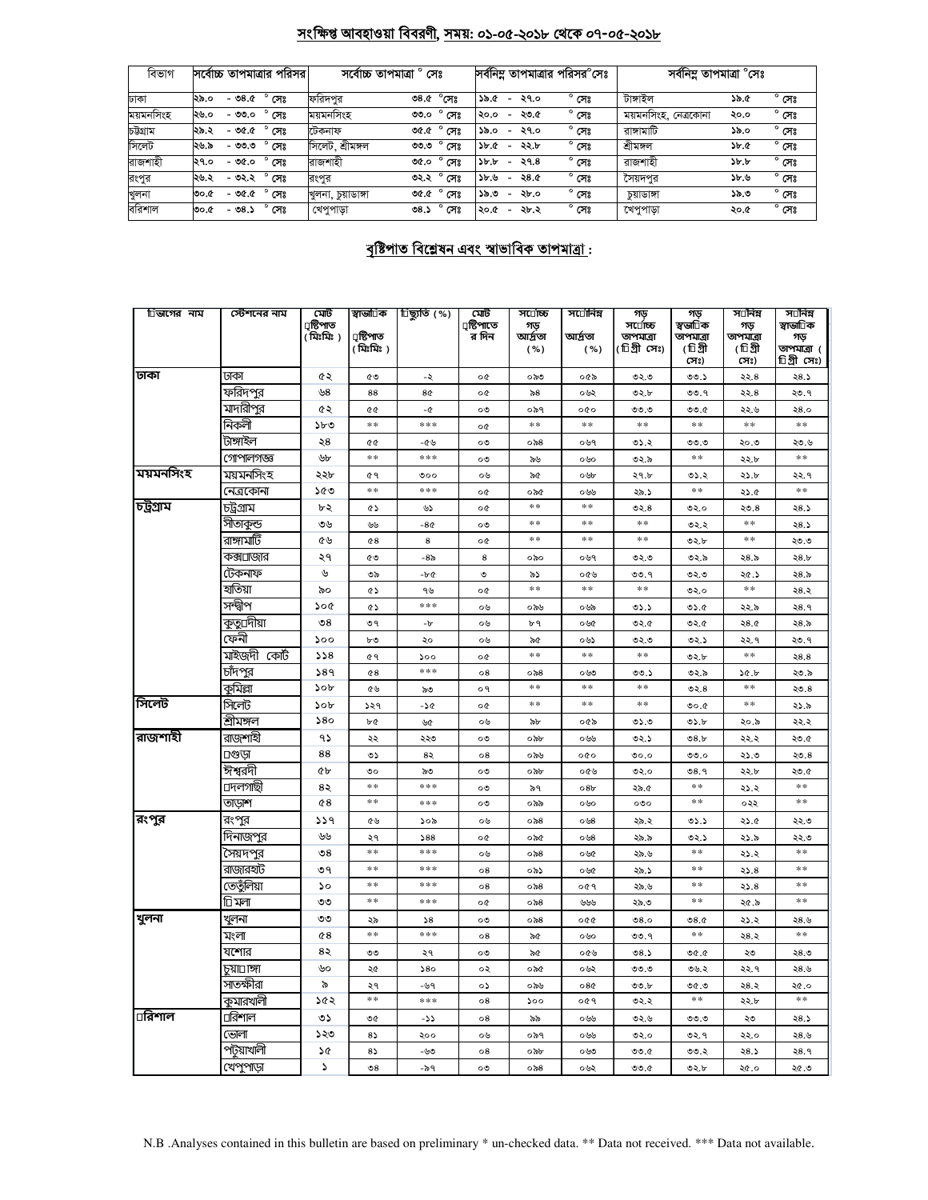## সংক্ষিপ্ত আবহাওয়া বিবরণী, সময়: ০১-০৫-২০১৮ থেকে ০৭-০৫-২০১৮

| বিভাগ | সর্বোচ্চ তাপমাত্রার পরিসর | সর্বোচ্চ তাপমাত্রা ° সেঃ | | সর্বনিম্ন তাপমাত্রার পরিসর°সেঃ | সর্বনিম্ন তাপমাত্রা °সেঃ | |
|---|---|---|---|---|---|---|
| ঢাকা | ২৯.০ - ৩৪.৫ ° সেঃ | ফরিদপুর | ৩৪.৫ °সেঃ | ১৯.৫ - ২৭.০ ° সেঃ | টাঙ্গাইল | ১৯.৫ ° সেঃ |
| ময়মনসিংহ | ২৬.০ - ৩৩.০ ° সেঃ | ময়মনসিংহ | ৩৩.০ ° সেঃ | ২০.০ - ২৩.৫ ° সেঃ | ময়মনসিংহ, নেত্রকোনা | ২০.০ ° সেঃ |
| চট্টগ্রাম | ২৯.২ - ৩৫.৫ ° সেঃ | টেকনাফ | ৩৫.৫ ° সেঃ | ১৯.০ - ২৭.০ ° সেঃ | রাঙ্গামাটি | ১৯.০ ° সেঃ |
| সিলেট | ২৬.৯ - ৩৩.৩ ° সেঃ | সিলেট, শ্রীমঙ্গল | ৩৩.৩ ° সেঃ | ১৮.৫ - ২২.৮ ° সেঃ | শ্রীমঙ্গল | ১৮.৫ ° সেঃ |
| রাজশাহী | ২৭.০ - ৩৫.০ ° সেঃ | রাজশাহী | ৩৫.০ ° সেঃ | ১৮.৮ - ২৭.৪ ° সেঃ | রাজশাহী | ১৮.৮ ° সেঃ |
| রংপুর | ২৬.২ - ৩২.২ ° সেঃ | রংপুর | ৩২.২ ° সেঃ | ১৮.৬ - ২৪.৫ ° সেঃ | সৈয়দপুর | ১৮.৬ ° সেঃ |
| খুলনা | ৩০.৫ - ৩৫.৫ ° সেঃ | খুলনা, চুয়াডাঙ্গা | ৩৫.৫ ° সেঃ | ১৯.৩ - ২৮.০ ° সেঃ | চুয়াডাঙ্গা | ১৯.৩ ° সেঃ |
| বরিশাল | ৩০.৫ - ৩৪.১ ° সেঃ | খেপুপাড়া | ৩৪.১ ° সেঃ | ২০.৫ - ২৮.২ ° সেঃ | খেপুপাড়া | ২০.৫ ° সেঃ |

## বৃষ্টিপাত বিশ্লেষন এবং স্বাভাবিক তাপমাত্রা :

| বিভাগের নাম | স্টেশনের নাম | মোট বৃষ্টিপাত (মিঃমিঃ) | স্বাভাবিক বৃষ্টিপাত (মিঃমিঃ) | বিচ্যুতি (%) | মোট বৃষ্টিপাতের দিন | সর্বোচ্চ গড় আর্দ্রতা (%) | সর্বনিম্ন আর্দ্রতা (%) | গড় সর্বোচ্চ তাপমাত্রা (ডিগ্রী সেঃ) | গড় স্বাভাবিক তাপমাত্রা (ডিগ্রী সেঃ) | সর্বনিম্ন গড় তাপমাত্রা (ডিগ্রী সেঃ) | সর্বনিম্ন স্বাভাবিক গড় তাপমাত্রা (ডিগ্রী সেঃ) |
|---|---|---|---|---|---|---|---|---|---|---|---|
| ঢাকা | ঢাকা | ৫২ | ৫৩ | -২ | ০৫ | ০৯৩ | ০৫৯ | ৩২.৩ | ৩৩.১ | ২২.৪ | ২৪.১ |
| | ফরিদপুর | ৬৪ | ৪৪ | ৪৫ | ০৫ | ৯৪ | ০৬২ | ৩২.৮ | ৩৩.৭ | ২২.৪ | ২৩.৭ |
| | মাদারীপুর | ৫২ | ৫৫ | -৫ | ০৩ | ০৯৭ | ০৫০ | ৩৩.৩ | ৩৩.৫ | ২২.৬ | ২৪.০ |
| | নিকলী | ১৮৩ | ** | *** | ০৫ | ** | ** | ** | ** | ** | ** |
| | টাঙ্গাইল | ২৪ | ৫৫ | -৫৬ | ০৩ | ০৯৪ | ০৬৭ | ৩১.২ | ৩৩.৩ | ২০.৩ | ২৩.৬ |
| | গোপালগঞ্জ | ৬৮ | ** | *** | ০৩ | ৯৬ | ০৬০ | ৩২.৯ | ** | ২২.৮ | ** |
| ময়মনসিংহ | ময়মনসিংহ | ২২৮ | ৫৭ | ৩০০ | ০৬ | ৯৫ | ০৬৮ | ২৭.৮ | ৩১.২ | ২১.৮ | ২২.৭ |
| | নেত্রকোনা | ১৫৩ | ** | *** | ০৫ | ০৯৫ | ০৬৬ | ২৯.১ | ** | ২১.৫ | ** |
| চট্টগ্রাম | চট্টগ্রাম | ৮২ | ৫১ | ৬১ | ০৫ | ** | ** | ৩২.৪ | ৩২.০ | ২৩.৪ | ২৪.১ |
| | সীতাকুন্ড | ৩৬ | ৬৬ | -৪৫ | ০৩ | ** | ** | ** | ৩২.২ | ** | ২৪.১ |
| | রাঙ্গামাটি | ৫৬ | ৫৪ | ৪ | ০৫ | ** | ** | ** | ৩২.৮ | ** | ২৩.৩ |
| | কক্সবাজার | ২৭ | ৫৩ | -৪৯ | ৪ | ০৯০ | ০৬৭ | ৩২.৩ | ৩২.৯ | ২৪.৯ | ২৪.৮ |
| | টেকনাফ | ৬ | ৩৯ | -৮৫ | ৩ | ৯১ | ০৫৬ | ৩৩.৭ | ৩২.৩ | ২৫.১ | ২৪.৯ |
| | হাতিয়া | ৯০ | ৫১ | ৭৬ | ০৫ | ** | ** | ** | ৩২.০ | ** | ২৪.২ |
| | সন্দ্বীপ | ১০৫ | ৫১ | *** | ০৬ | ০৯৬ | ০৬৯ | ৩১.১ | ৩১.৫ | ২২.৯ | ২৪.৭ |
| | কুতুবদীয়া | ৩৪ | ৩৭ | -৮ | ০৬ | ৮৭ | ০৬৫ | ৩২.৫ | ৩২.৫ | ২৪.৫ | ২৪.৯ |
| | ফেনী | ১০০ | ৮৩ | ২০ | ০৬ | ৯৫ | ০৬১ | ৩২.৩ | ৩২.১ | ২২.৭ | ২৩.৭ |
| | মাইজদী কোর্ট | ১১৪ | ৫৭ | ১০০ | ০৫ | ** | ** | ** | ৩২.৮ | ** | ২৪.৪ |
| | চাঁদপুর | ১৪৭ | ৫৪ | *** | ০৪ | ০৯৪ | ০৬৩ | ৩৩.১ | ৩২.৯ | ১৫.৮ | ২৩.৯ |
| | কুমিল্লা | ১০৮ | ৫৬ | ৯৩ | ০৭ | ** | ** | ** | ৩২.৪ | ** | ২৩.৪ |
| সিলেট | সিলেট | ১০৮ | ১২৭ | -১৫ | ০৫ | ** | ** | ** | ৩০.৫ | ** | ২১.৯ |
| | শ্রীমঙ্গল | ১৪০ | ৮৫ | ৬৫ | ০৬ | ৯৮ | ০৫৯ | ৩১.৩ | ৩১.৮ | ২০.৯ | ২২.২ |
| রাজশাহী | রাজশাহী | ৭১ | ২২ | ২২৩ | ০৩ | ০৯৮ | ০৬৬ | ৩২.১ | ৩৪.৮ | ২২.২ | ২৩.৫ |
| | বগুড়া | ৪৪ | ৩১ | ৪২ | ০৪ | ০৯৬ | ০৫০ | ৩০.০ | ৩৩.০ | ২১.৩ | ২৩.৪ |
| | ঈশ্বরদী | ৫৮ | ৩০ | ৯৩ | ০৩ | ০৯৮ | ০৫৬ | ৩২.০ | ৩৪.৭ | ২২.৮ | ২৩.৫ |
| | বদলগাছী | ৪২ | ** | *** | ০৩ | ৯৭ | ০৪৮ | ২৯.৫ | ** | ২১.২ | ** |
| | তাড়াশ | ৫৪ | ** | *** | ০৩ | ০৯৯ | ০৬০ | ০৩০ | ** | ০২২ | ** |
| রংপুর | রংপুর | ১১৭ | ৫৬ | ১০৯ | ০৬ | ০৯৪ | ০৬৪ | ২৯.২ | ৩১.১ | ২১.৫ | ২২.৩ |
| | দিনাজপুর | ৬৬ | ২৭ | ১৪৪ | ০৫ | ০৯৫ | ০৬৪ | ২৯.৯ | ৩২.১ | ২১.৯ | ২২.৩ |
| | সৈয়দপুর | ৩৪ | ** | *** | ০৬ | ০৯৪ | ০৬৫ | ২৯.৬ | ** | ২১.২ | ** |
| | রাজারহাট | ৩৭ | ** | *** | ০৪ | ০৯১ | ০৬৫ | ২৯.১ | ** | ২১.৪ | ** |
| | তেতুঁলিয়া | ১০ | ** | *** | ০৪ | ০৯৪ | ০৫৭ | ২৯.৬ | ** | ২১.৪ | ** |
| | ডিমলা | ৩৩ | ** | *** | ০৫ | ০৯৪ | ৬৬৬ | ২৯.৩ | ** | ২৫.৯ | ** |
| খুলনা | খুলনা | ৩৩ | ২৯ | ১৪ | ০৩ | ০৯৪ | ০৫৫ | ৩৪.০ | ৩৪.৫ | ২১.২ | ২৪.৬ |
| | মংলা | ৫৪ | ** | *** | ০৪ | ৯৫ | ০৬০ | ৩৩.৭ | ** | ২৪.২ | ** |
| | যশোর | ৪২ | ৩৩ | ২৭ | ০৩ | ৯৫ | ০৫৬ | ৩৪.১ | ৩৫.৫ | ২৩ | ২৪.৩ |
| | চুয়াডাঙ্গা | ৬০ | ২৫ | ১৪০ | ০২ | ০৯৫ | ০৬২ | ৩৩.৩ | ৩৬.২ | ২২.৭ | ২৪.৬ |
| | সাতক্ষীরা | ৯ | ২৭ | -৬৭ | ০১ | ০৯৬ | ০৪৫ | ৩৩.৮ | ৩৫.৩ | ২৪.২ | ২৫.০ |
| | কুমারখালী | ১৫২ | ** | *** | ০৪ | ১০০ | ০৫৭ | ৩২.২ | ** | ২২.৮ | ** |
| বরিশাল | বরিশাল | ৩১ | ৩৫ | -১১ | ০৪ | ৯৯ | ০৬৬ | ৩২.৬ | ৩৩.৩ | ২৩ | ২৪.১ |
| | ভোলা | ১২৩ | ৪১ | ২০০ | ০৬ | ০৯৭ | ০৬৬ | ৩২.০ | ৩২.৭ | ২২.০ | ২৪.৬ |
| | পটুয়াখালী | ১৫ | ৪১ | -৬৩ | ০৪ | ০৯৮ | ০৬৩ | ৩৩.৫ | ৩৩.২ | ২৪.১ | ২৪.৭ |
| | খেপুপাড়া | ১ | ৩৪ | -৯৭ | ০৩ | ০৯৪ | ০৬২ | ৩৩.৫ | ৩২.৮ | ২৫.০ | ২৫.৩ |

N.B .Analyses contained in this bulletin are based on preliminary * un-checked data. ** Data not received. *** Data not available.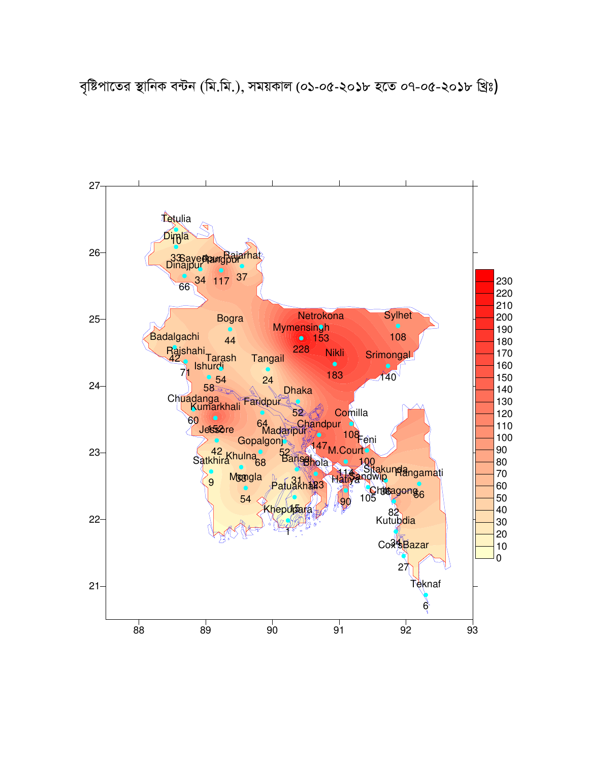বৃষ্টিপাতের স্থানিক বন্টন (মি.মি.), সময়কাল (০১-০৫-২০১৮ হতে ০৭-০৫-২০১৮ খ্রিঃ)

27
26
25
24
23
22
21

88
89
90
91
92
93

Tetulia
Dimla 10
33 Sayedpur
Rangpur 117
Rajarhat 37
Dinajpur 34
66
Bogra 44
Netrokona
Mymensingh 153
228
Sylhet 108
Badalgachi
Rajshahi 42
Tarash
Ishurdi 71
54
58
Tangail 24
Nikli 183
Srimongal 140
Dhaka 52
Chuadanga
Kumarkhali 60
152
Faridpur 64
Comilla
Chandpur 108
Madaripur
Jessore 42
Gopalgonj 52
147
Feni
M.Court 100
Satkhira 9
Khulna 68
Barisal
Bhola 31
114
Sitakunda
Rangamati
Mongla 33
54
Patuakhali 123
Hatiya
Sandwip 105
Chittagong 66
56
90
Khepupara 15
1
82
Kutubdia
34
Cox'sBazar 27
Teknaf 6

0
10
20
30
40
50
60
70
80
90
100
110
120
130
140
150
160
170
180
190
200
210
220
230